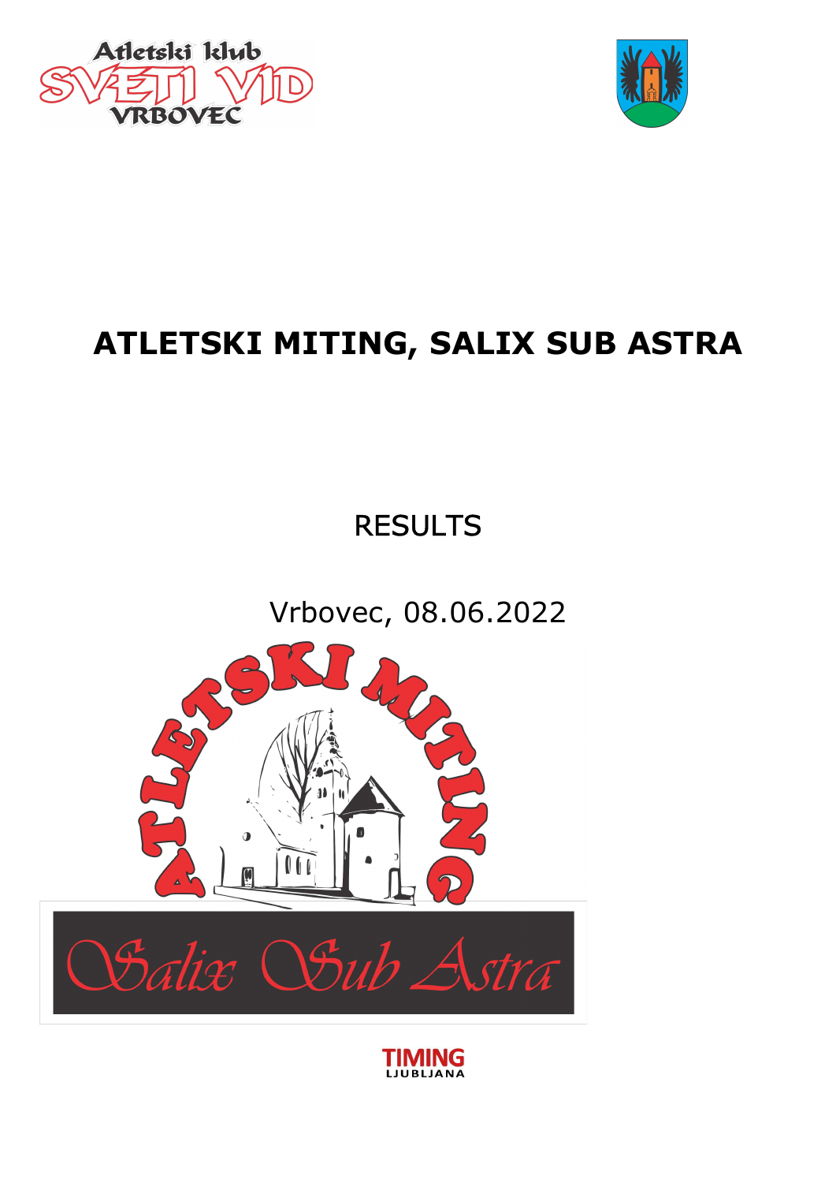# ATLETSKI MITING, SALIX SUB ASTRA

RESULTS

Vrbovec, 08.06.2022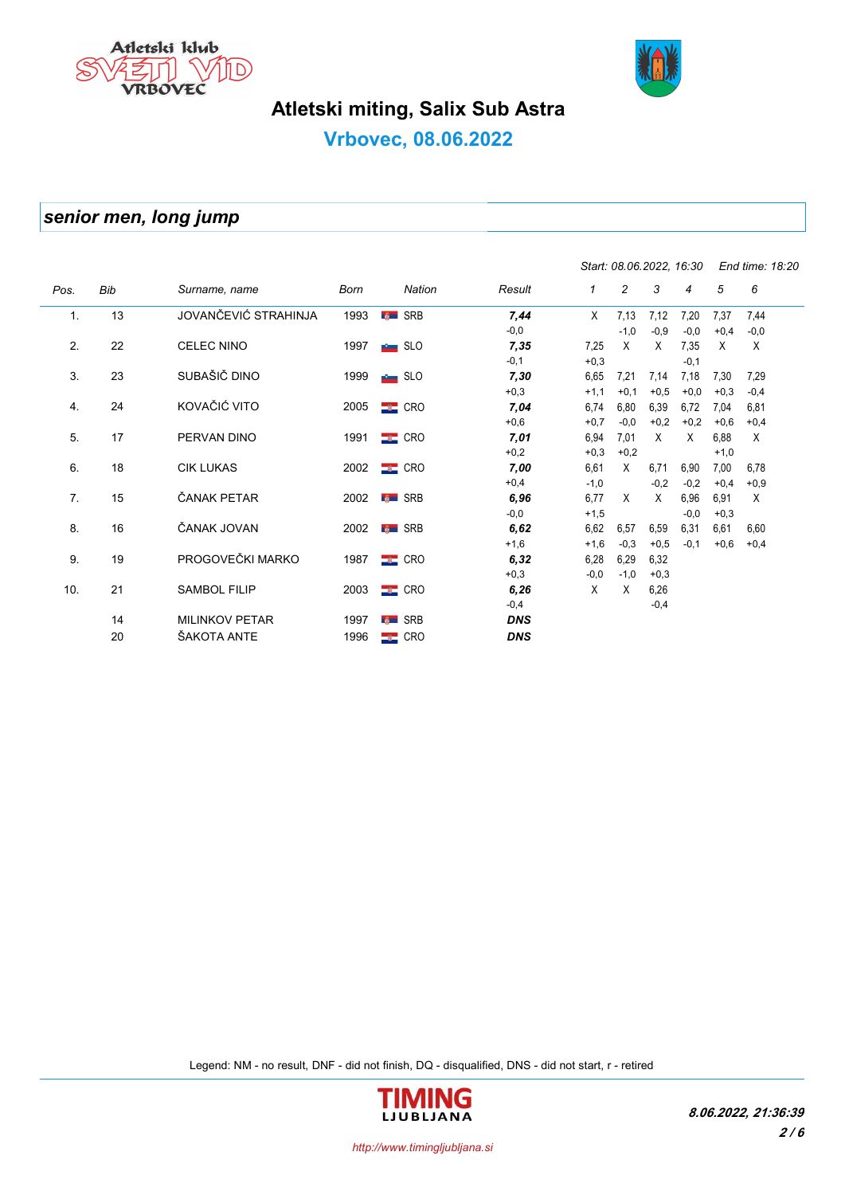# Atletski miting, Salix Sub Astra

## Vrbovec, 08.06.2022

### *senior men, long jump*

*Start: 08.06.2022, 16:30* *End time: 18:20*

| Pos. | Bib | Surname, name | Born | Nation | Result | 1 | 2 | 3 | 4 | 5 | 6 |
|---|---|---|---|---|---|---|---|---|---|---|---|
| 1. | 13 | JOVANČEVIĆ STRAHINJA | 1993 | SRB | ***7,44*** | X | 7,13 | 7,12 | 7,20 | 7,37 | 7,44 |
| | | | | | -0,0 | | -1,0 | -0,9 | -0,0 | +0,4 | -0,0 |
| 2. | 22 | CELEC NINO | 1997 | SLO | ***7,35*** | 7,25 | X | X | 7,35 | X | X |
| | | | | | -0,1 | +0,3 | | | -0,1 | | |
| 3. | 23 | SUBAŠIČ DINO | 1999 | SLO | ***7,30*** | 6,65 | 7,21 | 7,14 | 7,18 | 7,30 | 7,29 |
| | | | | | +0,3 | +1,1 | +0,1 | +0,5 | +0,0 | +0,3 | -0,4 |
| 4. | 24 | KOVAČIĆ VITO | 2005 | CRO | ***7,04*** | 6,74 | 6,80 | 6,39 | 6,72 | 7,04 | 6,81 |
| | | | | | +0,6 | +0,7 | -0,0 | +0,2 | +0,2 | +0,6 | +0,4 |
| 5. | 17 | PERVAN DINO | 1991 | CRO | ***7,01*** | 6,94 | 7,01 | X | X | 6,88 | X |
| | | | | | +0,2 | +0,3 | +0,2 | | | +1,0 | |
| 6. | 18 | CIK LUKAS | 2002 | CRO | ***7,00*** | 6,61 | X | 6,71 | 6,90 | 7,00 | 6,78 |
| | | | | | +0,4 | -1,0 | | -0,2 | -0,2 | +0,4 | +0,9 |
| 7. | 15 | ČANAK PETAR | 2002 | SRB | ***6,96*** | 6,77 | X | X | 6,96 | 6,91 | X |
| | | | | | -0,0 | +1,5 | | | -0,0 | +0,3 | |
| 8. | 16 | ČANAK JOVAN | 2002 | SRB | ***6,62*** | 6,62 | 6,57 | 6,59 | 6,31 | 6,61 | 6,60 |
| | | | | | +1,6 | +1,6 | -0,3 | +0,5 | -0,1 | +0,6 | +0,4 |
| 9. | 19 | PROGOVEČKI MARKO | 1987 | CRO | ***6,32*** | 6,28 | 6,29 | 6,32 | | | |
| | | | | | +0,3 | -0,0 | -1,0 | +0,3 | | | |
| 10. | 21 | SAMBOL FILIP | 2003 | CRO | ***6,26*** | X | X | 6,26 | | | |
| | | | | | -0,4 | | | -0,4 | | | |
| | 14 | MILINKOV PETAR | 1997 | SRB | ***DNS*** | | | | | | |
| | 20 | ŠAKOTA ANTE | 1996 | CRO | ***DNS*** | | | | | | |

Legend: NM - no result, DNF - did not finish, DQ - disqualified, DNS - did not start, r - retired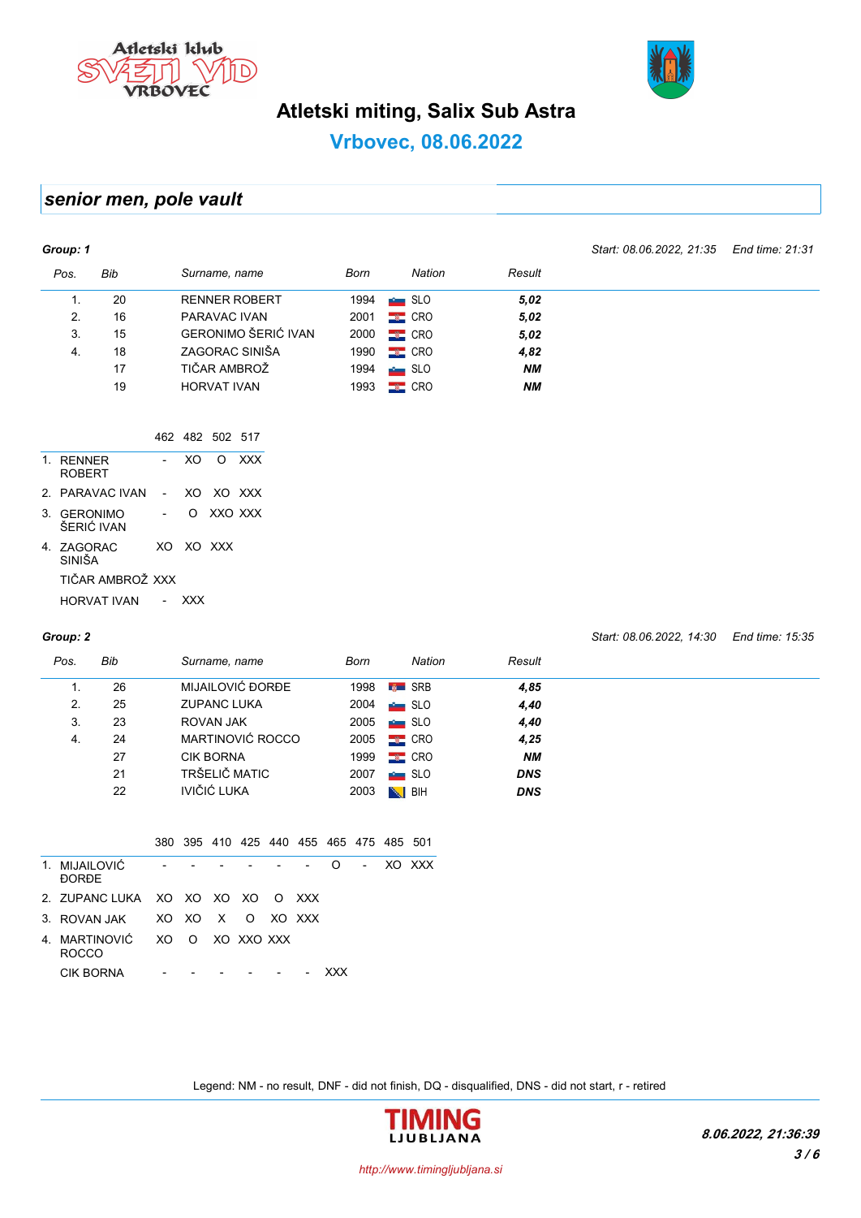Atletski klub SVETI VID VRBOVEC

# Atletski miting, Salix Sub Astra

## Vrbovec, 08.06.2022

### *senior men, pole vault*

**Group: 1** — *Start: 08.06.2022, 21:35* *End time: 21:31*

| Pos. | Bib | Surname, name | Born | Nation | Result |
|---|---|---|---|---|---|
| 1. | 20 | RENNER ROBERT | 1994 | SLO | ***5,02*** |
| 2. | 16 | PARAVAC IVAN | 2001 | CRO | ***5,02*** |
| 3. | 15 | GERONIMO ŠERIĆ IVAN | 2000 | CRO | ***5,02*** |
| 4. | 18 | ZAGORAC SINIŠA | 1990 | CRO | ***4,82*** |
| | 17 | TIČAR AMBROŽ | 1994 | SLO | ***NM*** |
| | 19 | HORVAT IVAN | 1993 | CRO | ***NM*** |

| | 462 | 482 | 502 | 517 |
|---|---|---|---|---|
| 1. RENNER ROBERT | - | XO | O | XXX |
| 2. PARAVAC IVAN | - | XO | XO | XXX |
| 3. GERONIMO ŠERIĆ IVAN | - | O | XXO | XXX |
| 4. ZAGORAC SINIŠA | XO | XO | XXX | |
| TIČAR AMBROŽ | XXX | | | |
| HORVAT IVAN | - | XXX | | |

**Group: 2** — *Start: 08.06.2022, 14:30* *End time: 15:35*

| Pos. | Bib | Surname, name | Born | Nation | Result |
|---|---|---|---|---|---|
| 1. | 26 | MIJAILOVIĆ ĐORĐE | 1998 | SRB | ***4,85*** |
| 2. | 25 | ZUPANC LUKA | 2004 | SLO | ***4,40*** |
| 3. | 23 | ROVAN JAK | 2005 | SLO | ***4,40*** |
| 4. | 24 | MARTINOVIĆ ROCCO | 2005 | CRO | ***4,25*** |
| | 27 | CIK BORNA | 1999 | CRO | ***NM*** |
| | 21 | TRŠELIČ MATIC | 2007 | SLO | ***DNS*** |
| | 22 | IVIČIĆ LUKA | 2003 | BIH | ***DNS*** |

| | 380 | 395 | 410 | 425 | 440 | 455 | 465 | 475 | 485 | 501 |
|---|---|---|---|---|---|---|---|---|---|---|
| 1. MIJAILOVIĆ ĐORĐE | - | - | - | - | - | - | O | - | XO | XXX |
| 2. ZUPANC LUKA | XO | XO | XO | XO | O | XXX | | | | |
| 3. ROVAN JAK | XO | XO | X | O | XO | XXX | | | | |
| 4. MARTINOVIĆ ROCCO | XO | O | XO | XXO | XXX | | | | | |
| CIK BORNA | - | - | - | - | - | - | XXX | | | |

Legend: NM - no result, DNF - did not finish, DQ - disqualified, DNS - did not start, r - retired

TIMING LJUBLJANA — http://www.timingljubljana.si

*8.06.2022, 21:36:39*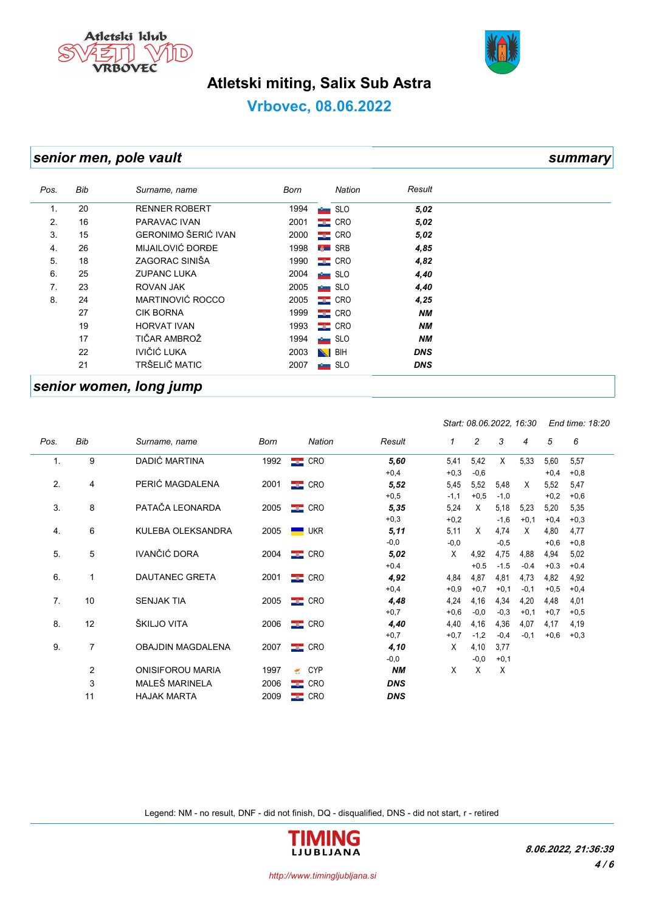# Atletski miting, Salix Sub Astra

## Vrbovec, 08.06.2022

### senior men, pole vault — summary

| Pos. | Bib | Surname, name | Born | Nation | Result |
|---|---|---|---|---|---|
| 1. | 20 | RENNER ROBERT | 1994 | SLO | ***5,02*** |
| 2. | 16 | PARAVAC IVAN | 2001 | CRO | ***5,02*** |
| 3. | 15 | GERONIMO ŠERIĆ IVAN | 2000 | CRO | ***5,02*** |
| 4. | 26 | MIJAILOVIĆ ĐORĐE | 1998 | SRB | ***4,85*** |
| 5. | 18 | ZAGORAC SINIŠA | 1990 | CRO | ***4,82*** |
| 6. | 25 | ZUPANC LUKA | 2004 | SLO | ***4,40*** |
| 7. | 23 | ROVAN JAK | 2005 | SLO | ***4,40*** |
| 8. | 24 | MARTINOVIĆ ROCCO | 2005 | CRO | ***4,25*** |
| | 27 | CIK BORNA | 1999 | CRO | ***NM*** |
| | 19 | HORVAT IVAN | 1993 | CRO | ***NM*** |
| | 17 | TIČAR AMBROŽ | 1994 | SLO | ***NM*** |
| | 22 | IVIČIĆ LUKA | 2003 | BIH | ***DNS*** |
| | 21 | TRŠELIČ MATIC | 2007 | SLO | ***DNS*** |

### senior women, long jump

*Start: 08.06.2022, 16:30 End time: 18:20*

| Pos. | Bib | Surname, name | Born | Nation | Result | 1 | 2 | 3 | 4 | 5 | 6 |
|---|---|---|---|---|---|---|---|---|---|---|---|
| 1. | 9 | DADIĆ MARTINA | 1992 | CRO | ***5,60*** | 5,41 | 5,42 | X | 5,33 | 5,60 | 5,57 |
| | | | | | +0,4 | +0,3 | -0,6 | | | +0,4 | +0,8 |
| 2. | 4 | PERIĆ MAGDALENA | 2001 | CRO | ***5,52*** | 5,45 | 5,52 | 5,48 | X | 5,52 | 5,47 |
| | | | | | +0,5 | -1,1 | +0,5 | -1,0 | | +0,2 | +0,6 |
| 3. | 8 | PATAČA LEONARDA | 2005 | CRO | ***5,35*** | 5,24 | X | 5,18 | 5,23 | 5,20 | 5,35 |
| | | | | | +0,3 | +0,2 | | -1,6 | +0,1 | +0,4 | +0,3 |
| 4. | 6 | KULEBA OLEKSANDRA | 2005 | UKR | ***5,11*** | 5,11 | X | 4,74 | X | 4,80 | 4,77 |
| | | | | | -0,0 | -0,0 | | -0,5 | | +0,6 | +0,8 |
| 5. | 5 | IVANČIĆ DORA | 2004 | CRO | ***5,02*** | X | 4,92 | 4,75 | 4,88 | 4,94 | 5,02 |
| | | | | | +0.4 | | +0.5 | -1.5 | -0.4 | +0.3 | +0.4 |
| 6. | 1 | DAUTANEC GRETA | 2001 | CRO | ***4,92*** | 4,84 | 4,87 | 4,81 | 4,73 | 4,82 | 4,92 |
| | | | | | +0,4 | +0,9 | +0,7 | +0,1 | -0,1 | +0,5 | +0,4 |
| 7. | 10 | SENJAK TIA | 2005 | CRO | ***4,48*** | 4,24 | 4,16 | 4,34 | 4,20 | 4,48 | 4,01 |
| | | | | | +0,7 | +0,6 | -0,0 | -0,3 | +0,1 | +0,7 | +0,5 |
| 8. | 12 | ŠKILJO VITA | 2006 | CRO | ***4,40*** | 4,40 | 4,16 | 4,36 | 4,07 | 4,17 | 4,19 |
| | | | | | +0,7 | +0,7 | -1,2 | -0,4 | -0,1 | +0,6 | +0,3 |
| 9. | 7 | OBAJDIN MAGDALENA | 2007 | CRO | ***4,10*** | X | 4,10 | 3,77 | | | |
| | | | | | -0,0 | | -0,0 | +0,1 | | | |
| | 2 | ONISIFOROU MARIA | 1997 | CYP | ***NM*** | X | X | X | | | |
| | 3 | MALEŠ MARINELA | 2006 | CRO | ***DNS*** | | | | | | |
| | 11 | HAJAK MARTA | 2009 | CRO | ***DNS*** | | | | | | |

Legend: NM - no result, DNF - did not finish, DQ - disqualified, DNS - did not start, r - retired

TIMING LJUBLJANA

*8.06.2022, 21:36:39*

http://www.timingljubljana.si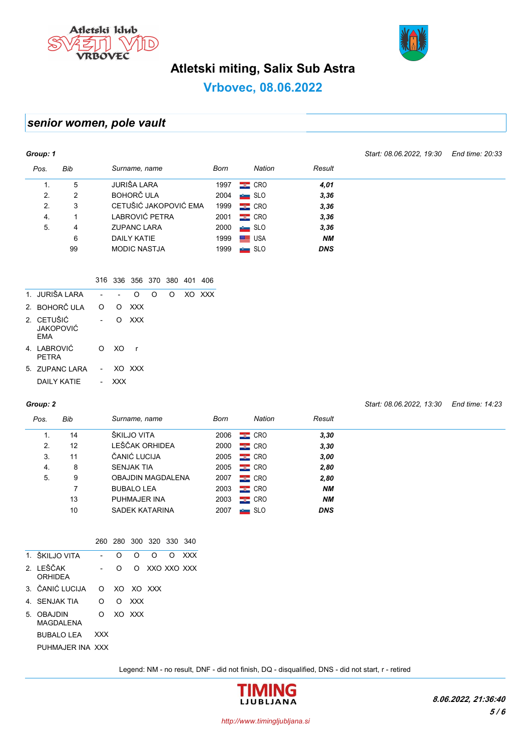Atletski klub SVETI VID VRBOVEC

# Atletski miting, Salix Sub Astra

## Vrbovec, 08.06.2022

### *senior women, pole vault*

***Group: 1*** — *Start: 08.06.2022, 19:30* — *End time: 20:33*

| Pos. | Bib | Surname, name | Born | Nation | Result |
|---|---|---|---|---|---|
| 1. | 5 | JURIŠA LARA | 1997 | CRO | ***4,01*** |
| 2. | 2 | BOHORČ ULA | 2004 | SLO | ***3,36*** |
| 2. | 3 | CETUŠIĆ JAKOPOVIĆ EMA | 1999 | CRO | ***3,36*** |
| 4. | 1 | LABROVIĆ PETRA | 2001 | CRO | ***3,36*** |
| 5. | 4 | ZUPANC LARA | 2000 | SLO | ***3,36*** |
| | 6 | DAILY KATIE | 1999 | USA | ***NM*** |
| | 99 | MODIC NASTJA | 1999 | SLO | ***DNS*** |

| | 316 | 336 | 356 | 370 | 380 | 401 | 406 |
|---|---|---|---|---|---|---|---|
| 1. JURIŠA LARA | - | - | O | O | O | XO | XXX |
| 2. BOHORČ ULA | O | O | XXX | | | | |
| 2. CETUŠIĆ JAKOPOVIĆ EMA | - | O | XXX | | | | |
| 4. LABROVIĆ PETRA | O | XO | r | | | | |
| 5. ZUPANC LARA | - | XO | XXX | | | | |
| DAILY KATIE | - | XXX | | | | | |

***Group: 2*** — *Start: 08.06.2022, 13:30* — *End time: 14:23*

| Pos. | Bib | Surname, name | Born | Nation | Result |
|---|---|---|---|---|---|
| 1. | 14 | ŠKILJO VITA | 2006 | CRO | ***3,30*** |
| 2. | 12 | LEŠČAK ORHIDEA | 2000 | CRO | ***3,30*** |
| 3. | 11 | ČANIĆ LUCIJA | 2005 | CRO | ***3,00*** |
| 4. | 8 | SENJAK TIA | 2005 | CRO | ***2,80*** |
| 5. | 9 | OBAJDIN MAGDALENA | 2007 | CRO | ***2,80*** |
| | 7 | BUBALO LEA | 2003 | CRO | ***NM*** |
| | 13 | PUHMAJER INA | 2003 | CRO | ***NM*** |
| | 10 | SADEK KATARINA | 2007 | SLO | ***DNS*** |

| | 260 | 280 | 300 | 320 | 330 | 340 |
|---|---|---|---|---|---|---|
| 1. ŠKILJO VITA | - | O | O | O | O | XXX |
| 2. LEŠČAK ORHIDEA | - | O | O | XXO | XXO | XXX |
| 3. ČANIĆ LUCIJA | O | XO | XO | XXX | | |
| 4. SENJAK TIA | O | O | XXX | | | |
| 5. OBAJDIN MAGDALENA | O | XO | XXX | | | |
| BUBALO LEA | XXX | | | | | |
| PUHMAJER INA | XXX | | | | | |

Legend: NM - no result, DNF - did not finish, DQ - disqualified, DNS - did not start, r - retired

TIMING LJUBLJANA

***8.06.2022, 21:36:40***

*http://www.timingljubljana.si*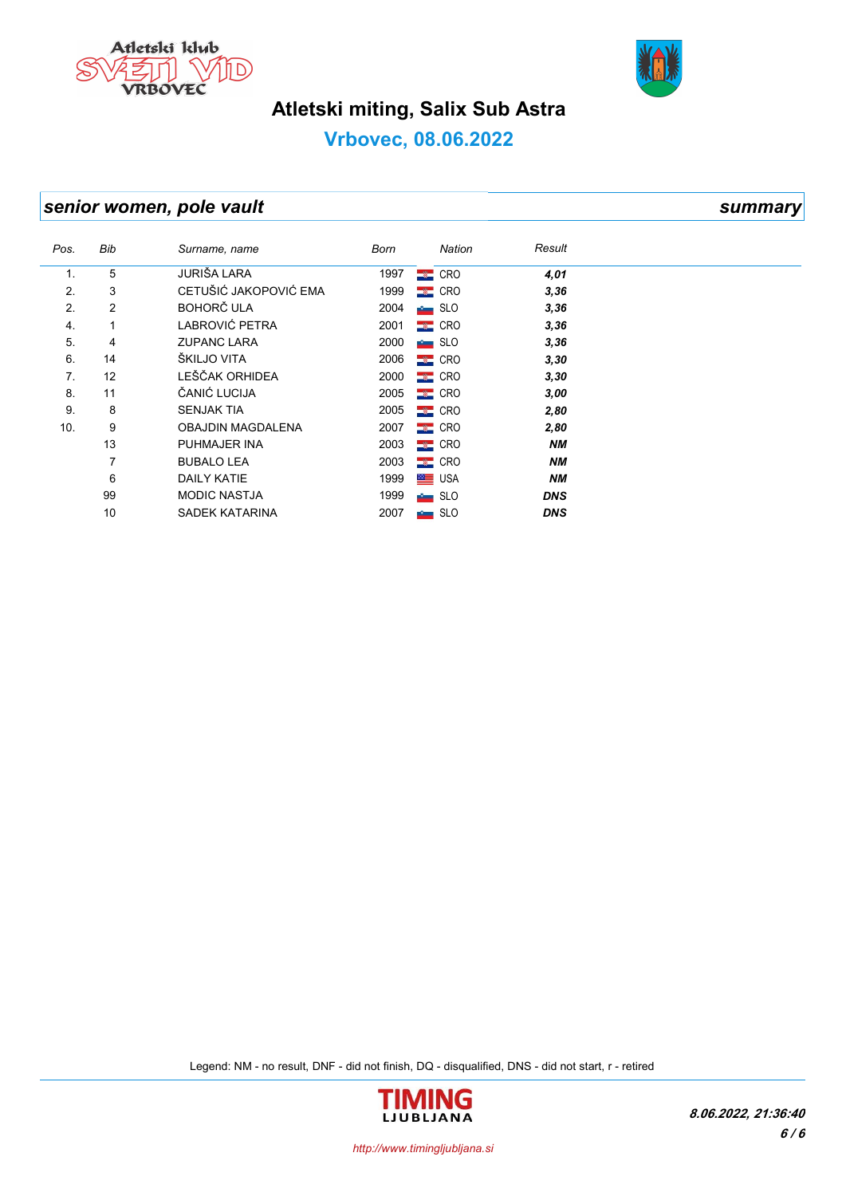# Atletski miting, Salix Sub Astra

## Vrbovec, 08.06.2022

### *senior women, pole vault* — *summary*

| Pos. | Bib | Surname, name | Born | Nation | Result |
|---|---|---|---|---|---|
| 1. | 5 | JURIŠA LARA | 1997 | CRO | ***4,01*** |
| 2. | 3 | CETUŠIĆ JAKOPOVIĆ EMA | 1999 | CRO | ***3,36*** |
| 2. | 2 | BOHORČ ULA | 2004 | SLO | ***3,36*** |
| 4. | 1 | LABROVIĆ PETRA | 2001 | CRO | ***3,36*** |
| 5. | 4 | ZUPANC LARA | 2000 | SLO | ***3,36*** |
| 6. | 14 | ŠKILJO VITA | 2006 | CRO | ***3,30*** |
| 7. | 12 | LEŠČAK ORHIDEA | 2000 | CRO | ***3,30*** |
| 8. | 11 | ČANIĆ LUCIJA | 2005 | CRO | ***3,00*** |
| 9. | 8 | SENJAK TIA | 2005 | CRO | ***2,80*** |
| 10. | 9 | OBAJDIN MAGDALENA | 2007 | CRO | ***2,80*** |
| | 13 | PUHMAJER INA | 2003 | CRO | ***NM*** |
| | 7 | BUBALO LEA | 2003 | CRO | ***NM*** |
| | 6 | DAILY KATIE | 1999 | USA | ***NM*** |
| | 99 | MODIC NASTJA | 1999 | SLO | ***DNS*** |
| | 10 | SADEK KATARINA | 2007 | SLO | ***DNS*** |

Legend: NM - no result, DNF - did not finish, DQ - disqualified, DNS - did not start, r - retired

TIMING LJUBLJANA

http://www.timingljubljana.si

*8.06.2022, 21:36:40*